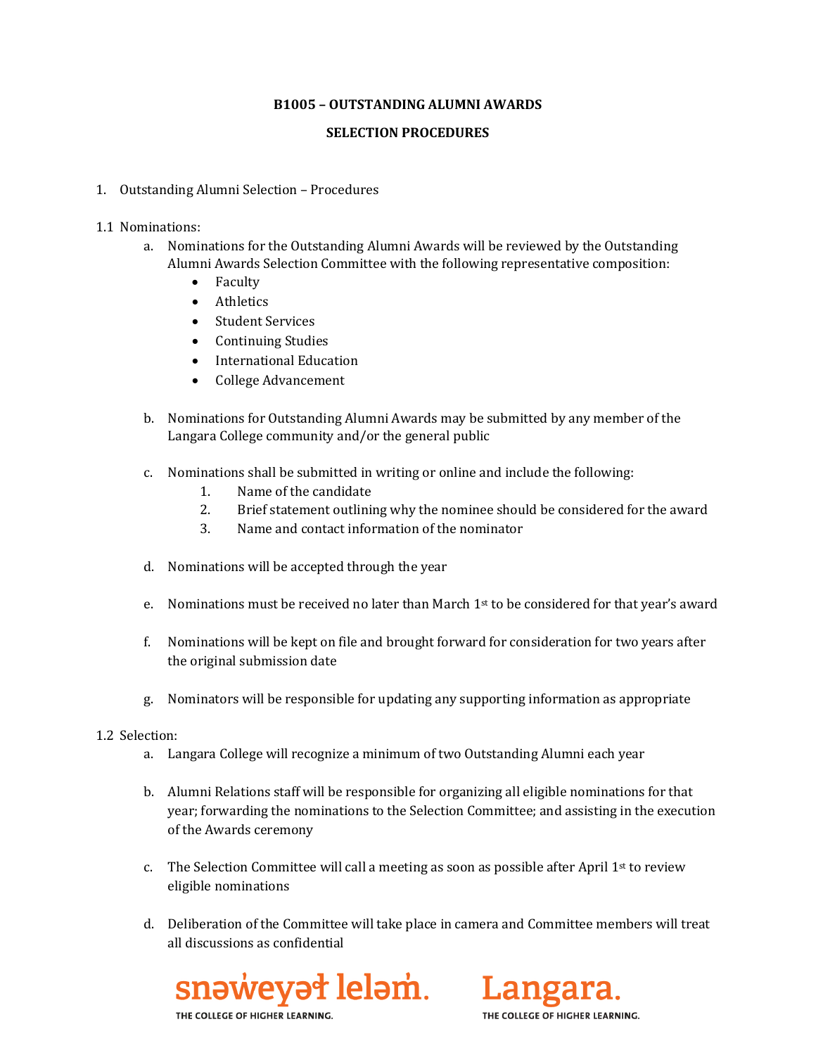**B1005 – OUTSTANDING ALUMNI AWARDS**

**SELECTION PROCEDURES**

1. Outstanding Alumni Selection – Procedures

1.1 Nominations:

a. Nominations for the Outstanding Alumni Awards will be reviewed by the Outstanding Alumni Awards Selection Committee with the following representative composition:
   - Faculty
   - Athletics
   - Student Services
   - Continuing Studies
   - International Education
   - College Advancement

b. Nominations for Outstanding Alumni Awards may be submitted by any member of the Langara College community and/or the general public

c. Nominations shall be submitted in writing or online and include the following:
   1. Name of the candidate
   2. Brief statement outlining why the nominee should be considered for the award
   3. Name and contact information of the nominator

d. Nominations will be accepted through the year

e. Nominations must be received no later than March 1st to be considered for that year's award

f. Nominations will be kept on file and brought forward for consideration for two years after the original submission date

g. Nominators will be responsible for updating any supporting information as appropriate

1.2 Selection:

a. Langara College will recognize a minimum of two Outstanding Alumni each year

b. Alumni Relations staff will be responsible for organizing all eligible nominations for that year; forwarding the nominations to the Selection Committee; and assisting in the execution of the Awards ceremony

c. The Selection Committee will call a meeting as soon as possible after April 1st to review eligible nominations

d. Deliberation of the Committee will take place in camera and Committee members will treat all discussions as confidential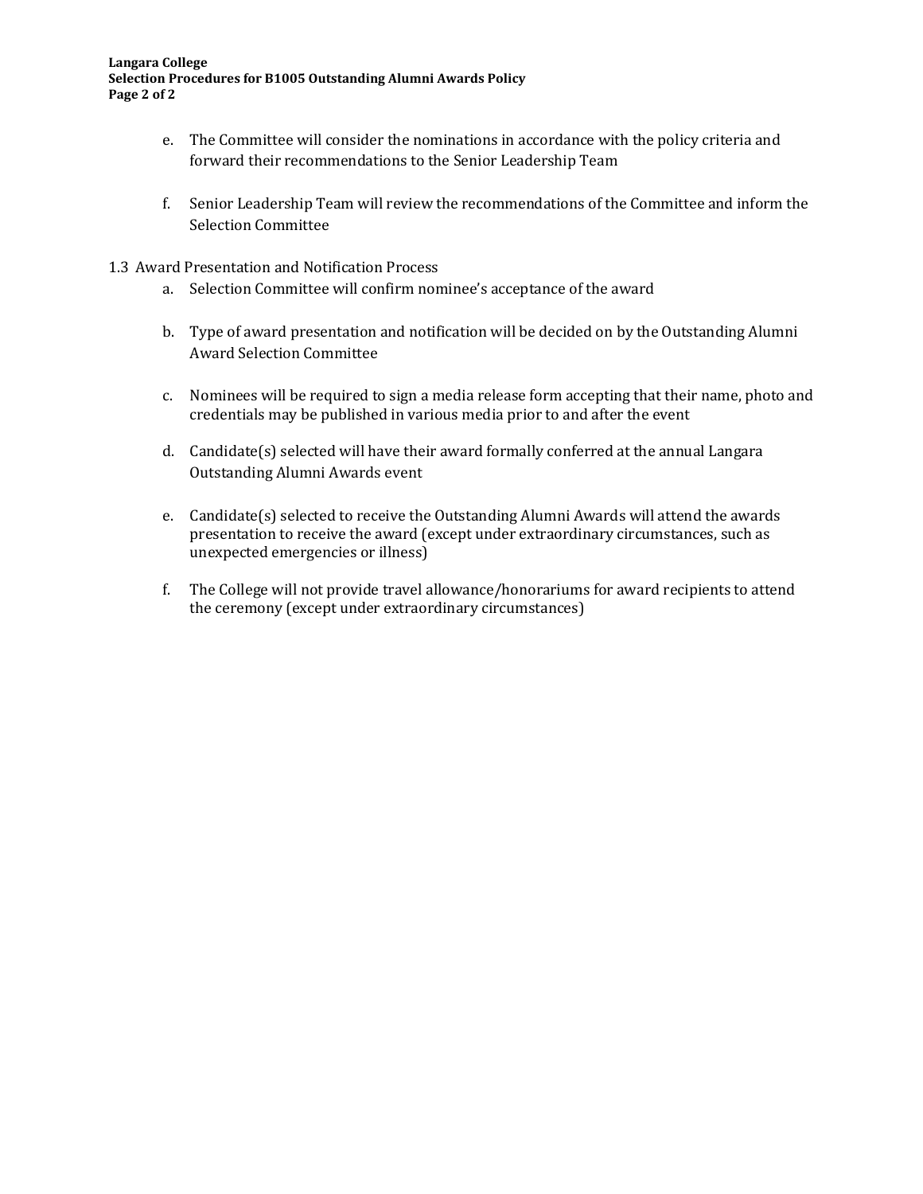e. The Committee will consider the nominations in accordance with the policy criteria and forward their recommendations to the Senior Leadership Team

f. Senior Leadership Team will review the recommendations of the Committee and inform the Selection Committee

1.3 Award Presentation and Notification Process

a. Selection Committee will confirm nominee's acceptance of the award

b. Type of award presentation and notification will be decided on by the Outstanding Alumni Award Selection Committee

c. Nominees will be required to sign a media release form accepting that their name, photo and credentials may be published in various media prior to and after the event

d. Candidate(s) selected will have their award formally conferred at the annual Langara Outstanding Alumni Awards event

e. Candidate(s) selected to receive the Outstanding Alumni Awards will attend the awards presentation to receive the award (except under extraordinary circumstances, such as unexpected emergencies or illness)

f. The College will not provide travel allowance/honorariums for award recipients to attend the ceremony (except under extraordinary circumstances)